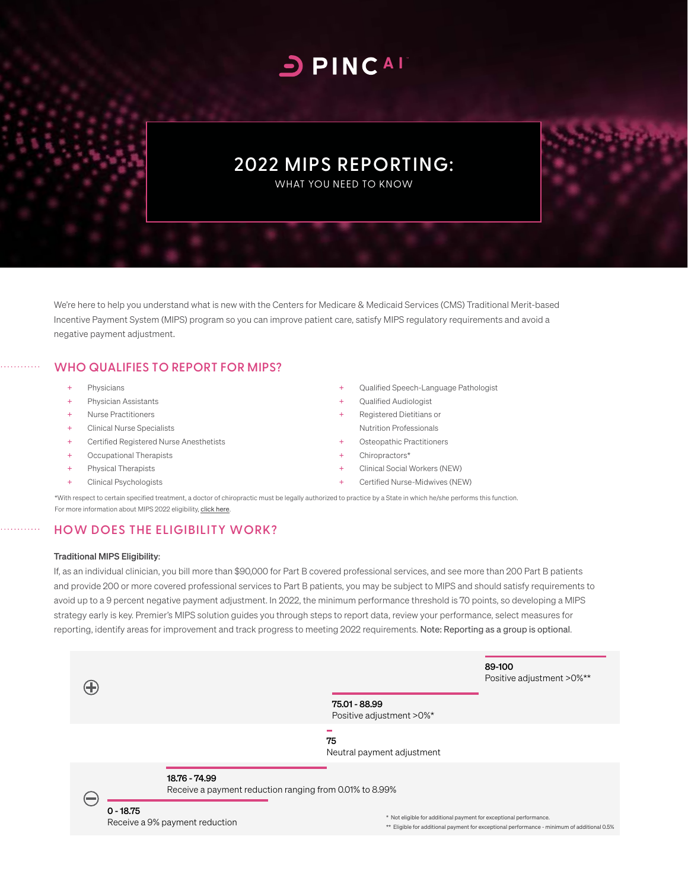PINC AI

# 2022 MIPS REPORTING:

WHAT YOU NEED TO KNOW

We're here to help you understand what is new with the Centers for Medicare & Medicaid Services (CMS) Traditional Merit-based Incentive Payment System (MIPS) program so you can improve patient care, satisfy MIPS regulatory requirements and avoid a negative payment adjustment.

## WHO QUALIFIES TO REPORT FOR MIPS?

- Physicians
- Physician Assistants
- Nurse Practitioners
- Clinical Nurse Specialists
- Certified Registered Nurse Anesthetists
- Occupational Therapists
- Physical Therapists
- Clinical Psychologists
- Qualified Speech-Language Pathologist
- Qualified Audiologist
- Registered Dietitians or Nutrition Professionals
- Osteopathic Practitioners
- Chiropractors*
- Clinical Social Workers (NEW)
- Certified Nurse-Midwives (NEW)

*With respect to certain specified treatment, a doctor of chiropractic must be legally authorized to practice by a State in which he/she performs this function.
For more information about MIPS 2022 eligibility, click here.

## HOW DOES THE ELIGIBILITY WORK?

**Traditional MIPS Eligibility:**

If, as an individual clinician, you bill more than $90,000 for Part B covered professional services, and see more than 200 Part B patients and provide 200 or more covered professional services to Part B patients, you may be subject to MIPS and should satisfy requirements to avoid up to a 9 percent negative payment adjustment. In 2022, the minimum performance threshold is 70 points, so developing a MIPS strategy early is key. Premier's MIPS solution guides you through steps to report data, review your performance, select measures for reporting, identify areas for improvement and track progress to meeting 2022 requirements. Note: Reporting as a group is optional.

| Score | Payment adjustment |
| --- | --- |
| 89-100 | Positive adjustment >0%** |
| 75.01 - 88.99 | Positive adjustment >0%* |
| 75 | Neutral payment adjustment |
| 18.76 - 74.99 | Receive a payment reduction ranging from 0.01% to 8.99% |
| 0 - 18.75 | Receive a 9% payment reduction |

\* Not eligible for additional payment for exceptional performance.
\** Eligible for additional payment for exceptional performance - minimum of additional 0.5%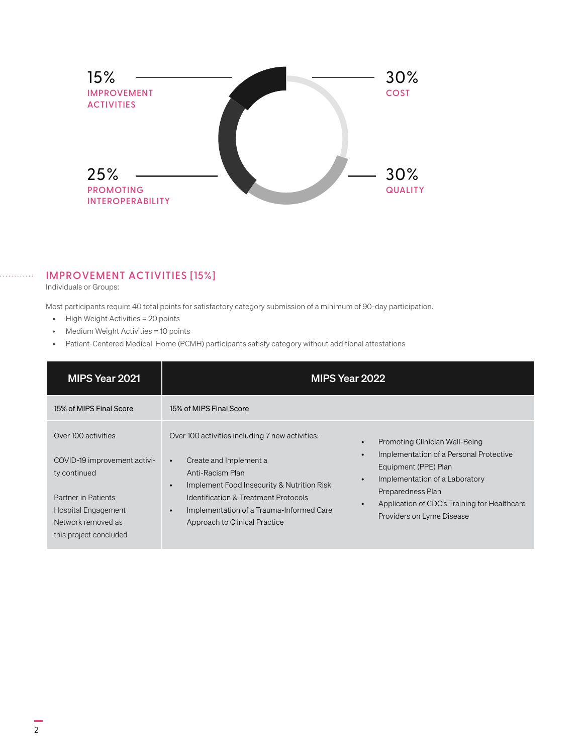15%
IMPROVEMENT ACTIVITIES

30%
COST

25%
PROMOTING INTEROPERABILITY

30%
QUALITY

## IMPROVEMENT ACTIVITIES [15%]

Individuals or Groups:

Most participants require 40 total points for satisfactory category submission of a minimum of 90-day participation.

- High Weight Activities = 20 points
- Medium Weight Activities = 10 points
- Patient-Centered Medical Home (PCMH) participants satisfy category without additional attestations

| MIPS Year 2021 | MIPS Year 2022 | |
|---|---|---|
| 15% of MIPS Final Score | 15% of MIPS Final Score | |
| Over 100 activities<br><br>COVID-19 improvement activity continued<br><br>Partner in Patients Hospital Engagement Network removed as this project concluded | Over 100 activities including 7 new activities:<br><br>• Create and Implement a Anti-Racism Plan<br>• Implement Food Insecurity & Nutrition Risk Identification & Treatment Protocols<br>• Implementation of a Trauma-Informed Care Approach to Clinical Practice | • Promoting Clinician Well-Being<br>• Implementation of a Personal Protective Equipment (PPE) Plan<br>• Implementation of a Laboratory Preparedness Plan<br>• Application of CDC's Training for Healthcare Providers on Lyme Disease |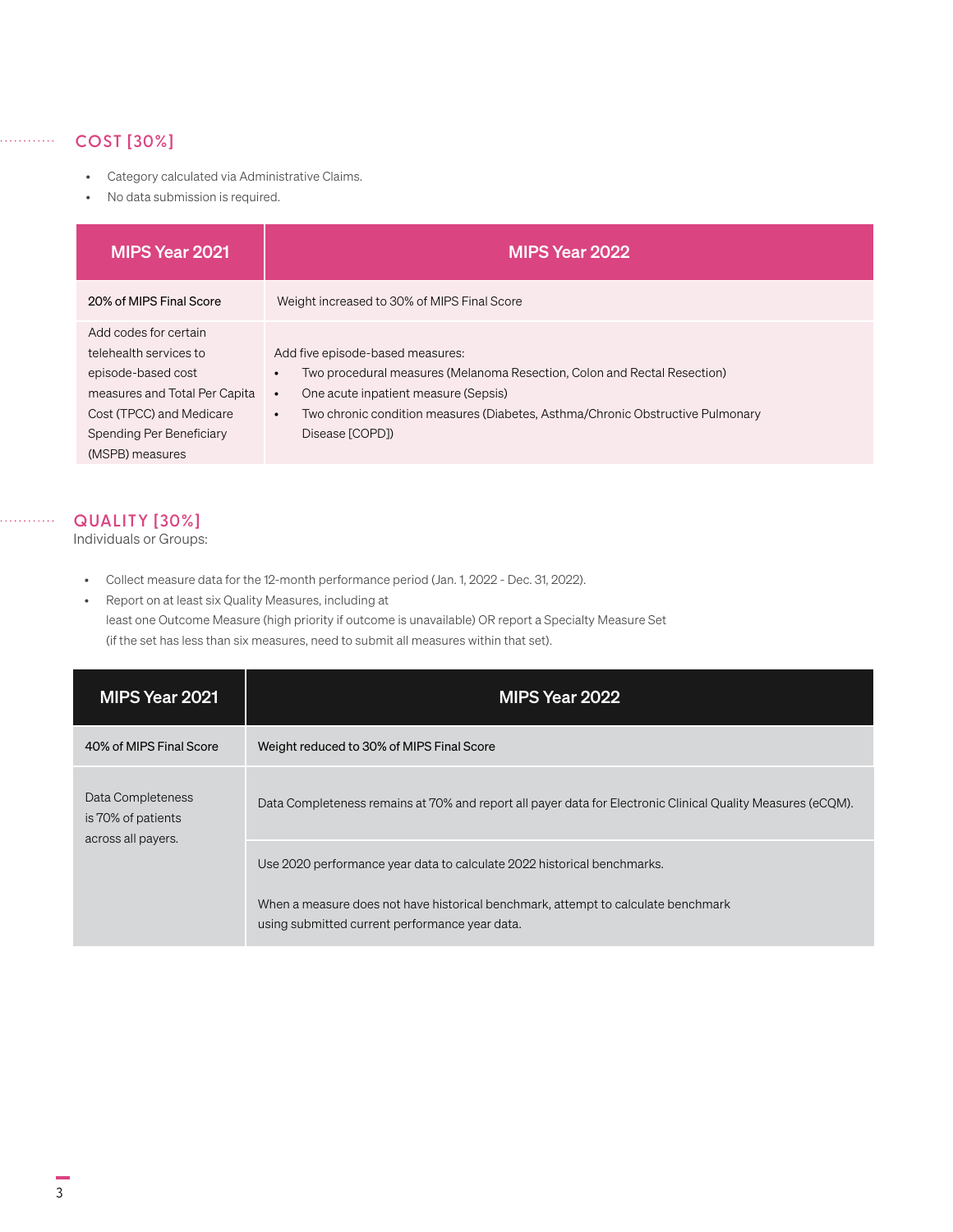## COST [30%]

- Category calculated via Administrative Claims.
- No data submission is required.

| MIPS Year 2021 | MIPS Year 2022 |
| --- | --- |
| 20% of MIPS Final Score | Weight increased to 30% of MIPS Final Score |
| Add codes for certain telehealth services to episode-based cost measures and Total Per Capita Cost (TPCC) and Medicare Spending Per Beneficiary (MSPB) measures | Add five episode-based measures:<br>• Two procedural measures (Melanoma Resection, Colon and Rectal Resection)<br>• One acute inpatient measure (Sepsis)<br>• Two chronic condition measures (Diabetes, Asthma/Chronic Obstructive Pulmonary Disease [COPD]) |

## QUALITY [30%]

Individuals or Groups:

- Collect measure data for the 12-month performance period (Jan. 1, 2022 - Dec. 31, 2022).
- Report on at least six Quality Measures, including at least one Outcome Measure (high priority if outcome is unavailable) OR report a Specialty Measure Set (if the set has less than six measures, need to submit all measures within that set).

| MIPS Year 2021 | MIPS Year 2022 |
| --- | --- |
| 40% of MIPS Final Score | Weight reduced to 30% of MIPS Final Score |
| Data Completeness is 70% of patients across all payers. | Data Completeness remains at 70% and report all payer data for Electronic Clinical Quality Measures (eCQM). |
| | Use 2020 performance year data to calculate 2022 historical benchmarks.<br><br>When a measure does not have historical benchmark, attempt to calculate benchmark using submitted current performance year data. |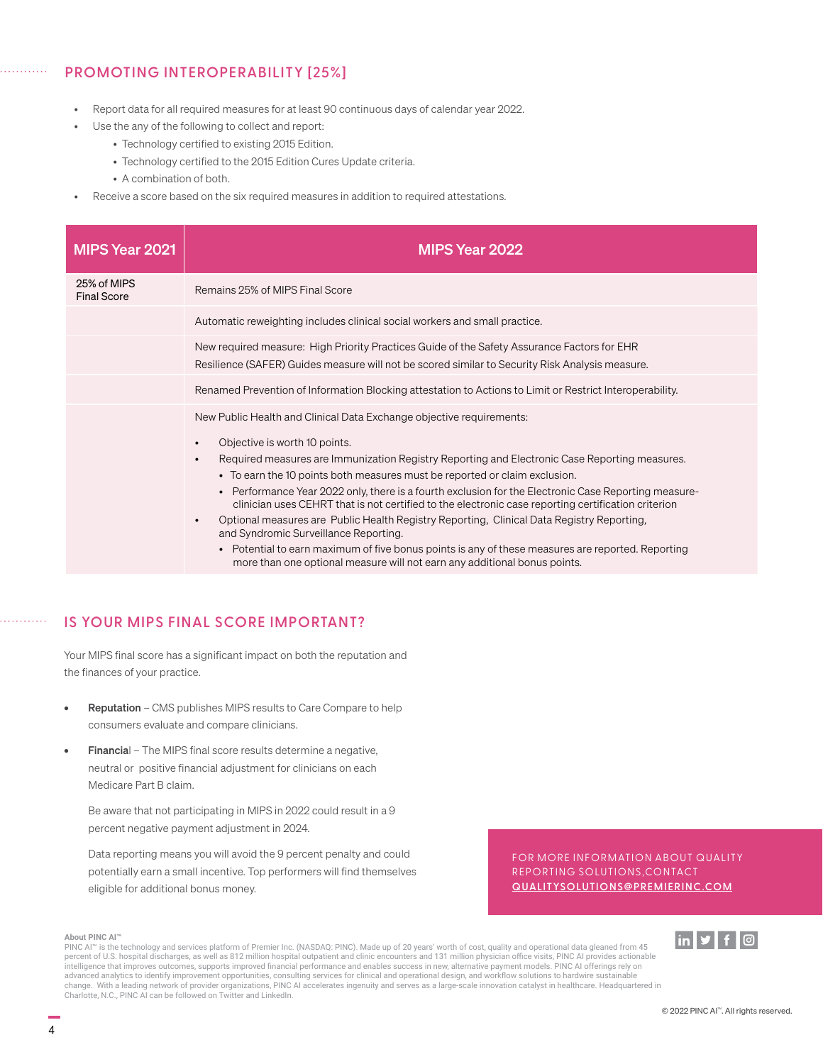## PROMOTING INTEROPERABILITY [25%]

- Report data for all required measures for at least 90 continuous days of calendar year 2022.
- Use the any of the following to collect and report:
  - Technology certified to existing 2015 Edition.
  - Technology certified to the 2015 Edition Cures Update criteria.
  - A combination of both.
- Receive a score based on the six required measures in addition to required attestations.

| MIPS Year 2021 | MIPS Year 2022 |
|---|---|
| 25% of MIPS Final Score | Remains 25% of MIPS Final Score |
| | Automatic reweighting includes clinical social workers and small practice. |
| | New required measure: High Priority Practices Guide of the Safety Assurance Factors for EHR Resilience (SAFER) Guides measure will not be scored similar to Security Risk Analysis measure. |
| | Renamed Prevention of Information Blocking attestation to Actions to Limit or Restrict Interoperability. |
| | New Public Health and Clinical Data Exchange objective requirements:<br>• Objective is worth 10 points.<br>• Required measures are Immunization Registry Reporting and Electronic Case Reporting measures.<br>  • To earn the 10 points both measures must be reported or claim exclusion.<br>  • Performance Year 2022 only, there is a fourth exclusion for the Electronic Case Reporting measure-clinician uses CEHRT that is not certified to the electronic case reporting certification criterion<br>• Optional measures are Public Health Registry Reporting, Clinical Data Registry Reporting, and Syndromic Surveillance Reporting.<br>  • Potential to earn maximum of five bonus points is any of these measures are reported. Reporting more than one optional measure will not earn any additional bonus points. |

## IS YOUR MIPS FINAL SCORE IMPORTANT?

Your MIPS final score has a significant impact on both the reputation and the finances of your practice.

- **Reputation** – CMS publishes MIPS results to Care Compare to help consumers evaluate and compare clinicians.
- **Financial** – The MIPS final score results determine a negative, neutral or positive financial adjustment for clinicians on each Medicare Part B claim.

  Be aware that not participating in MIPS in 2022 could result in a 9 percent negative payment adjustment in 2024.

  Data reporting means you will avoid the 9 percent penalty and could potentially earn a small incentive. Top performers will find themselves eligible for additional bonus money.

FOR MORE INFORMATION ABOUT QUALITY REPORTING SOLUTIONS,CONTACT **QUALITYSOLUTIONS@PREMIERINC.COM**

**About PINC AI™**
PINC AI™ is the technology and services platform of Premier Inc. (NASDAQ: PINC). Made up of 20 years' worth of cost, quality and operational data gleaned from 45 percent of U.S. hospital discharges, as well as 812 million hospital outpatient and clinic encounters and 131 million physician office visits, PINC AI provides actionable intelligence that improves outcomes, supports improved financial performance and enables success in new, alternative payment models. PINC AI offerings rely on advanced analytics to identify improvement opportunities, consulting services for clinical and operational design, and workflow solutions to hardwire sustainable change. With a leading network of provider organizations, PINC AI accelerates ingenuity and serves as a large-scale innovation catalyst in healthcare. Headquartered in Charlotte, N.C., PINC AI can be followed on Twitter and LinkedIn.

© 2022 PINC AI™. All rights reserved.